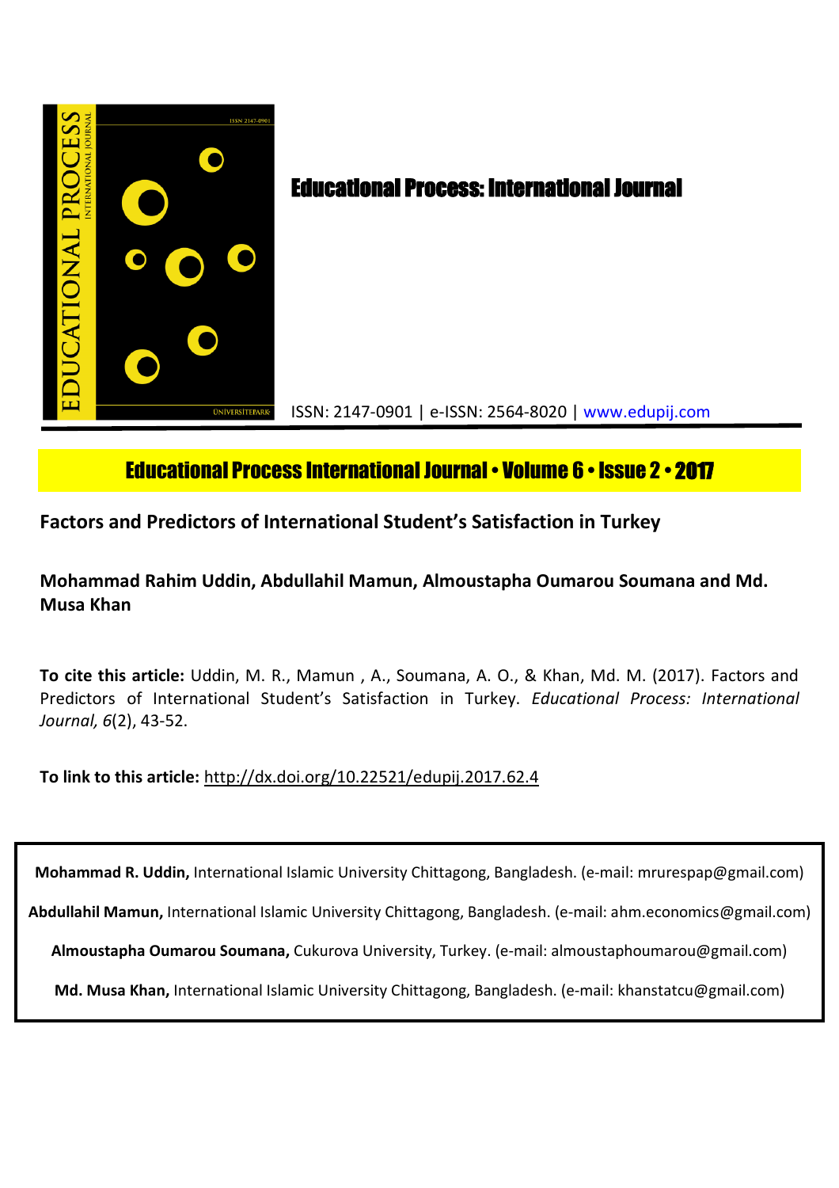# Educational Process: International Journal

ISSN: 2147-0901 | e-ISSN: 2564-8020 | www.edupij.com

**Educational Process International Journal • Volume 6 • Issue 2 • 2017**

## Factors and Predictors of International Student's Satisfaction in Turkey

**Mohammad Rahim Uddin, Abdullahil Mamun, Almoustapha Oumarou Soumana and Md. Musa Khan**

**To cite this article:** Uddin, M. R., Mamun , A., Soumana, A. O., & Khan, Md. M. (2017). Factors and Predictors of International Student's Satisfaction in Turkey. *Educational Process: International Journal, 6*(2), 43-52.

**To link to this article:** http://dx.doi.org/10.22521/edupij.2017.62.4

**Mohammad R. Uddin,** International Islamic University Chittagong, Bangladesh. (e-mail: mrurespap@gmail.com)

**Abdullahil Mamun,** International Islamic University Chittagong, Bangladesh. (e-mail: ahm.economics@gmail.com)

**Almoustapha Oumarou Soumana,** Cukurova University, Turkey. (e-mail: almoustaphoumarou@gmail.com)

**Md. Musa Khan,** International Islamic University Chittagong, Bangladesh. (e-mail: khanstatcu@gmail.com)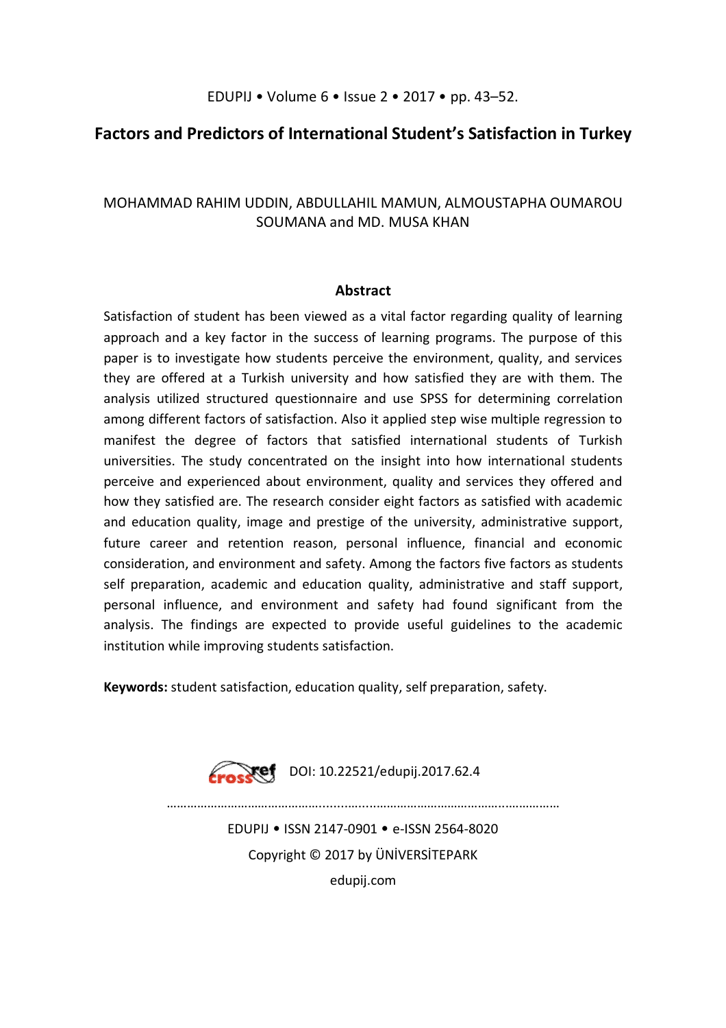# Factors and Predictors of International Student's Satisfaction in Turkey

MOHAMMAD RAHIM UDDIN, ABDULLAHIL MAMUN, ALMOUSTAPHA OUMAROU SOUMANA and MD. MUSA KHAN

## Abstract

Satisfaction of student has been viewed as a vital factor regarding quality of learning approach and a key factor in the success of learning programs. The purpose of this paper is to investigate how students perceive the environment, quality, and services they are offered at a Turkish university and how satisfied they are with them. The analysis utilized structured questionnaire and use SPSS for determining correlation among different factors of satisfaction. Also it applied step wise multiple regression to manifest the degree of factors that satisfied international students of Turkish universities. The study concentrated on the insight into how international students perceive and experienced about environment, quality and services they offered and how they satisfied are. The research consider eight factors as satisfied with academic and education quality, image and prestige of the university, administrative support, future career and retention reason, personal influence, financial and economic consideration, and environment and safety. Among the factors five factors as students self preparation, academic and education quality, administrative and staff support, personal influence, and environment and safety had found significant from the analysis. The findings are expected to provide useful guidelines to the academic institution while improving students satisfaction.

**Keywords:** student satisfaction, education quality, self preparation, safety.

DOI: 10.22521/edupij.2017.62.4

EDUPIJ • ISSN 2147-0901 • e-ISSN 2564-8020

Copyright © 2017 by ÜNİVERSİTEPARK

edupij.com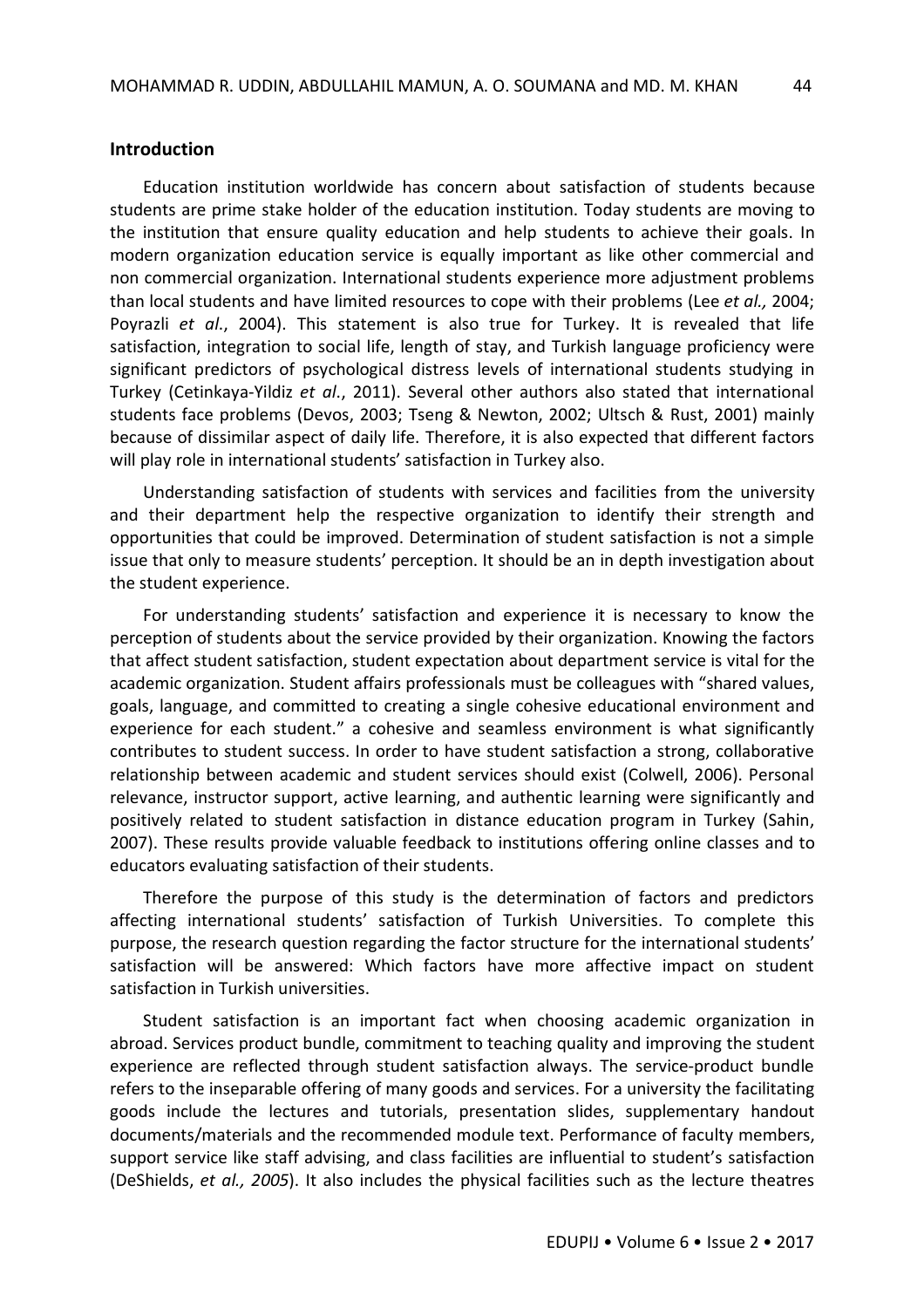## Introduction

Education institution worldwide has concern about satisfaction of students because students are prime stake holder of the education institution. Today students are moving to the institution that ensure quality education and help students to achieve their goals. In modern organization education service is equally important as like other commercial and non commercial organization. International students experience more adjustment problems than local students and have limited resources to cope with their problems (Lee *et al.,* 2004; Poyrazli *et al*., 2004). This statement is also true for Turkey. It is revealed that life satisfaction, integration to social life, length of stay, and Turkish language proficiency were significant predictors of psychological distress levels of international students studying in Turkey (Cetinkaya-Yildiz *et al*., 2011). Several other authors also stated that international students face problems (Devos, 2003; Tseng & Newton, 2002; Ultsch & Rust, 2001) mainly because of dissimilar aspect of daily life. Therefore, it is also expected that different factors will play role in international students' satisfaction in Turkey also.

Understanding satisfaction of students with services and facilities from the university and their department help the respective organization to identify their strength and opportunities that could be improved. Determination of student satisfaction is not a simple issue that only to measure students' perception. It should be an in depth investigation about the student experience.

For understanding students' satisfaction and experience it is necessary to know the perception of students about the service provided by their organization. Knowing the factors that affect student satisfaction, student expectation about department service is vital for the academic organization. Student affairs professionals must be colleagues with "shared values, goals, language, and committed to creating a single cohesive educational environment and experience for each student." a cohesive and seamless environment is what significantly contributes to student success. In order to have student satisfaction a strong, collaborative relationship between academic and student services should exist (Colwell, 2006). Personal relevance, instructor support, active learning, and authentic learning were significantly and positively related to student satisfaction in distance education program in Turkey (Sahin, 2007). These results provide valuable feedback to institutions offering online classes and to educators evaluating satisfaction of their students.

Therefore the purpose of this study is the determination of factors and predictors affecting international students' satisfaction of Turkish Universities. To complete this purpose, the research question regarding the factor structure for the international students' satisfaction will be answered: Which factors have more affective impact on student satisfaction in Turkish universities.

Student satisfaction is an important fact when choosing academic organization in abroad. Services product bundle, commitment to teaching quality and improving the student experience are reflected through student satisfaction always. The service-product bundle refers to the inseparable offering of many goods and services. For a university the facilitating goods include the lectures and tutorials, presentation slides, supplementary handout documents/materials and the recommended module text. Performance of faculty members, support service like staff advising, and class facilities are influential to student's satisfaction (DeShields, *et al., 2005*). It also includes the physical facilities such as the lecture theatres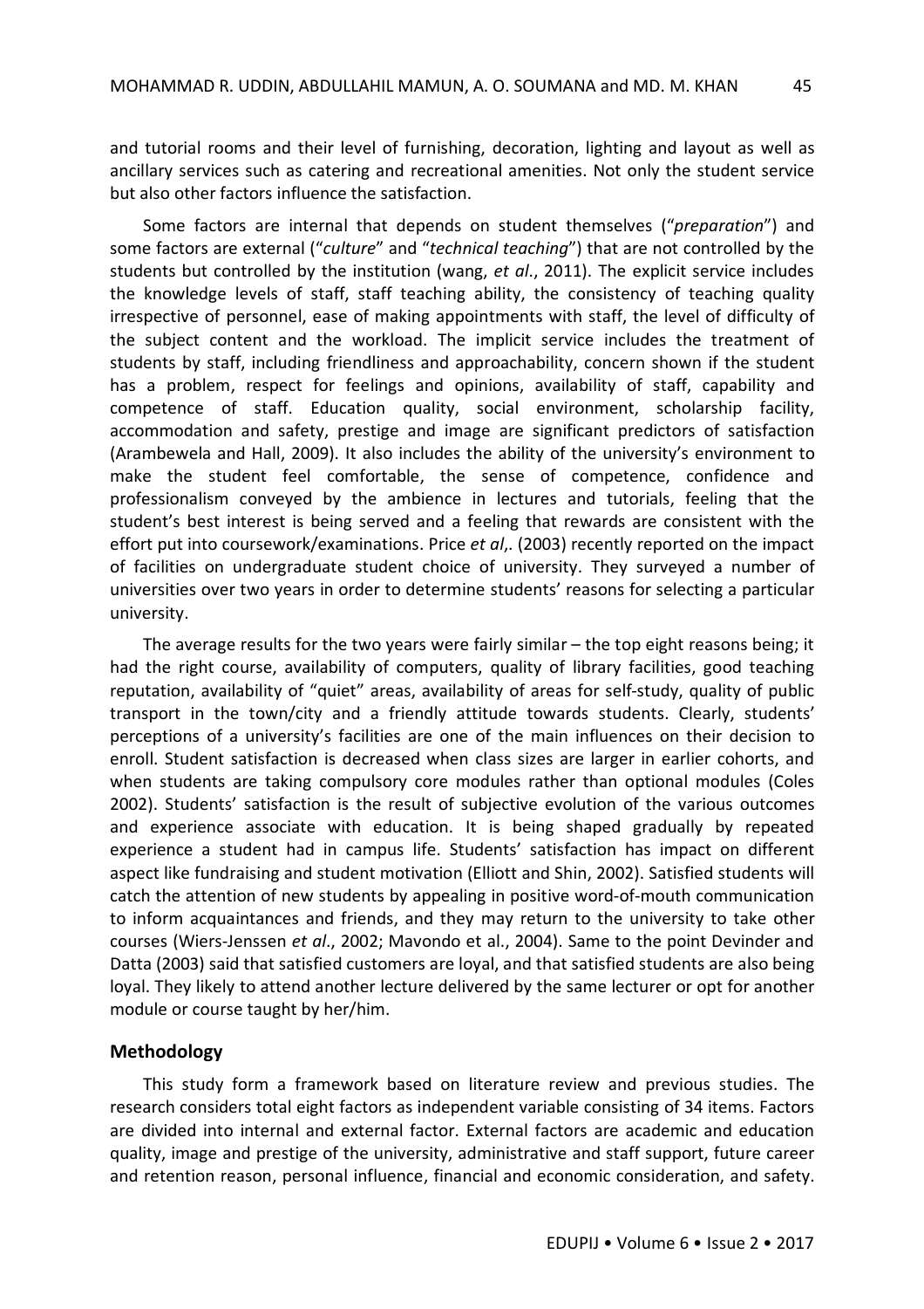and tutorial rooms and their level of furnishing, decoration, lighting and layout as well as ancillary services such as catering and recreational amenities. Not only the student service but also other factors influence the satisfaction.

Some factors are internal that depends on student themselves ("*preparation*") and some factors are external ("*culture*" and "*technical teaching*") that are not controlled by the students but controlled by the institution (wang, *et al*., 2011). The explicit service includes the knowledge levels of staff, staff teaching ability, the consistency of teaching quality irrespective of personnel, ease of making appointments with staff, the level of difficulty of the subject content and the workload. The implicit service includes the treatment of students by staff, including friendliness and approachability, concern shown if the student has a problem, respect for feelings and opinions, availability of staff, capability and competence of staff. Education quality, social environment, scholarship facility, accommodation and safety, prestige and image are significant predictors of satisfaction (Arambewela and Hall, 2009). It also includes the ability of the university's environment to make the student feel comfortable, the sense of competence, confidence and professionalism conveyed by the ambience in lectures and tutorials, feeling that the student's best interest is being served and a feeling that rewards are consistent with the effort put into coursework/examinations. Price *et al*,. (2003) recently reported on the impact of facilities on undergraduate student choice of university. They surveyed a number of universities over two years in order to determine students' reasons for selecting a particular university.

The average results for the two years were fairly similar – the top eight reasons being; it had the right course, availability of computers, quality of library facilities, good teaching reputation, availability of "quiet" areas, availability of areas for self-study, quality of public transport in the town/city and a friendly attitude towards students. Clearly, students' perceptions of a university's facilities are one of the main influences on their decision to enroll. Student satisfaction is decreased when class sizes are larger in earlier cohorts, and when students are taking compulsory core modules rather than optional modules (Coles 2002). Students' satisfaction is the result of subjective evolution of the various outcomes and experience associate with education. It is being shaped gradually by repeated experience a student had in campus life. Students' satisfaction has impact on different aspect like fundraising and student motivation (Elliott and Shin, 2002). Satisfied students will catch the attention of new students by appealing in positive word-of-mouth communication to inform acquaintances and friends, and they may return to the university to take other courses (Wiers-Jenssen *et al*., 2002; Mavondo et al., 2004). Same to the point Devinder and Datta (2003) said that satisfied customers are loyal, and that satisfied students are also being loyal. They likely to attend another lecture delivered by the same lecturer or opt for another module or course taught by her/him.

## Methodology

This study form a framework based on literature review and previous studies. The research considers total eight factors as independent variable consisting of 34 items. Factors are divided into internal and external factor. External factors are academic and education quality, image and prestige of the university, administrative and staff support, future career and retention reason, personal influence, financial and economic consideration, and safety.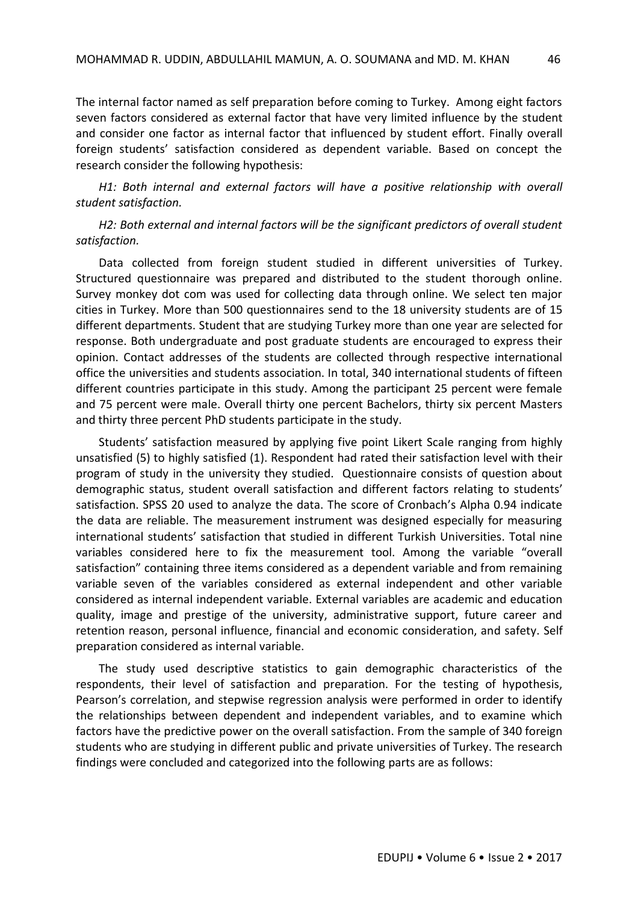The internal factor named as self preparation before coming to Turkey. Among eight factors seven factors considered as external factor that have very limited influence by the student and consider one factor as internal factor that influenced by student effort. Finally overall foreign students' satisfaction considered as dependent variable. Based on concept the research consider the following hypothesis:

*H1: Both internal and external factors will have a positive relationship with overall student satisfaction.*

*H2: Both external and internal factors will be the significant predictors of overall student satisfaction.*

Data collected from foreign student studied in different universities of Turkey. Structured questionnaire was prepared and distributed to the student thorough online. Survey monkey dot com was used for collecting data through online. We select ten major cities in Turkey. More than 500 questionnaires send to the 18 university students are of 15 different departments. Student that are studying Turkey more than one year are selected for response. Both undergraduate and post graduate students are encouraged to express their opinion. Contact addresses of the students are collected through respective international office the universities and students association. In total, 340 international students of fifteen different countries participate in this study. Among the participant 25 percent were female and 75 percent were male. Overall thirty one percent Bachelors, thirty six percent Masters and thirty three percent PhD students participate in the study.

Students' satisfaction measured by applying five point Likert Scale ranging from highly unsatisfied (5) to highly satisfied (1). Respondent had rated their satisfaction level with their program of study in the university they studied. Questionnaire consists of question about demographic status, student overall satisfaction and different factors relating to students' satisfaction. SPSS 20 used to analyze the data. The score of Cronbach's Alpha 0.94 indicate the data are reliable. The measurement instrument was designed especially for measuring international students' satisfaction that studied in different Turkish Universities. Total nine variables considered here to fix the measurement tool. Among the variable "overall satisfaction" containing three items considered as a dependent variable and from remaining variable seven of the variables considered as external independent and other variable considered as internal independent variable. External variables are academic and education quality, image and prestige of the university, administrative support, future career and retention reason, personal influence, financial and economic consideration, and safety. Self preparation considered as internal variable.

The study used descriptive statistics to gain demographic characteristics of the respondents, their level of satisfaction and preparation. For the testing of hypothesis, Pearson's correlation, and stepwise regression analysis were performed in order to identify the relationships between dependent and independent variables, and to examine which factors have the predictive power on the overall satisfaction. From the sample of 340 foreign students who are studying in different public and private universities of Turkey. The research findings were concluded and categorized into the following parts are as follows: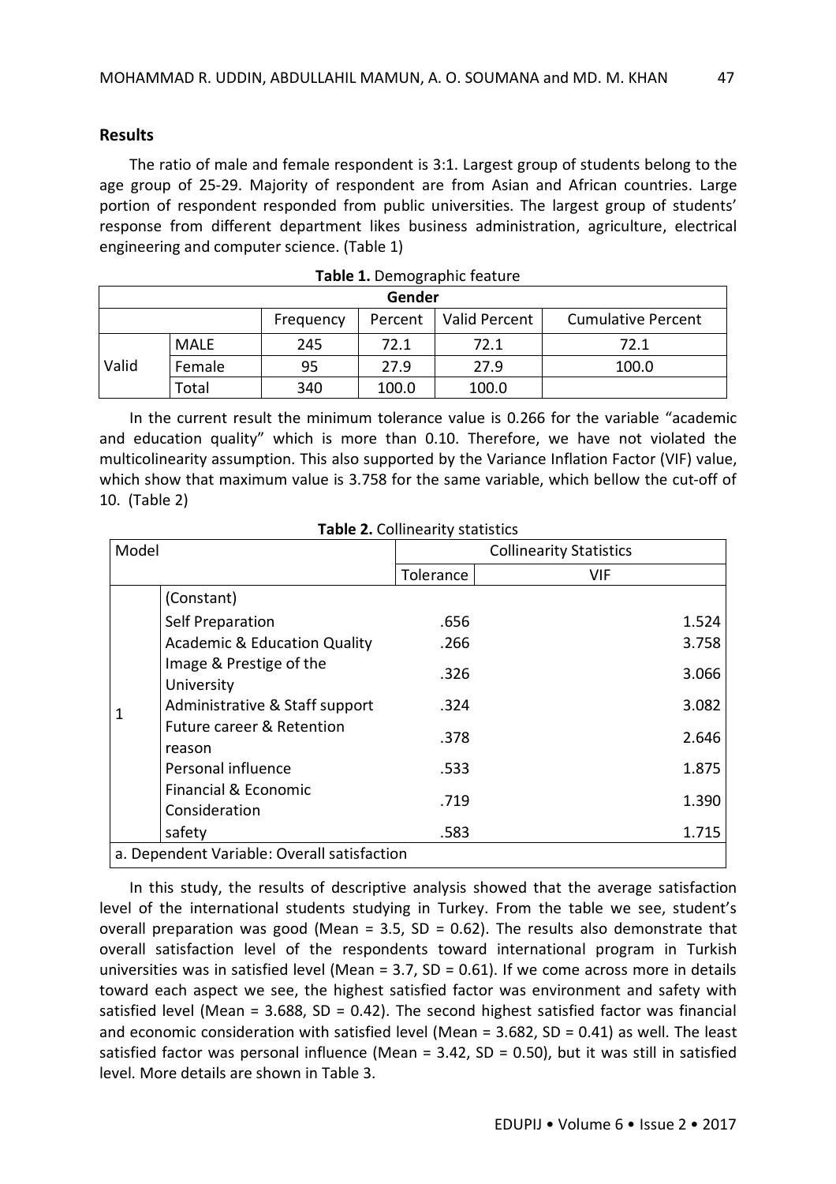## Results

The ratio of male and female respondent is 3:1. Largest group of students belong to the age group of 25-29. Majority of respondent are from Asian and African countries. Large portion of respondent responded from public universities. The largest group of students' response from different department likes business administration, agriculture, electrical engineering and computer science. (Table 1)

**Table 1.** Demographic feature

| Gender | | | | | |
|---|---|---|---|---|---|
| | | Frequency | Percent | Valid Percent | Cumulative Percent |
| Valid | MALE | 245 | 72.1 | 72.1 | 72.1 |
| | Female | 95 | 27.9 | 27.9 | 100.0 |
| | Total | 340 | 100.0 | 100.0 | |

In the current result the minimum tolerance value is 0.266 for the variable "academic and education quality" which is more than 0.10. Therefore, we have not violated the multicolinearity assumption. This also supported by the Variance Inflation Factor (VIF) value, which show that maximum value is 3.758 for the same variable, which bellow the cut-off of 10. (Table 2)

**Table 2.** Collinearity statistics

| Model | | Collinearity Statistics | |
|---|---|---|---|
| | | Tolerance | VIF |
| 1 | (Constant) | | |
| | Self Preparation | .656 | 1.524 |
| | Academic & Education Quality | .266 | 3.758 |
| | Image & Prestige of the University | .326 | 3.066 |
| | Administrative & Staff support | .324 | 3.082 |
| | Future career & Retention reason | .378 | 2.646 |
| | Personal influence | .533 | 1.875 |
| | Financial & Economic Consideration | .719 | 1.390 |
| | safety | .583 | 1.715 |
| a. Dependent Variable: Overall satisfaction | | | |

In this study, the results of descriptive analysis showed that the average satisfaction level of the international students studying in Turkey. From the table we see, student's overall preparation was good (Mean = 3.5, SD = 0.62). The results also demonstrate that overall satisfaction level of the respondents toward international program in Turkish universities was in satisfied level (Mean = 3.7, SD = 0.61). If we come across more in details toward each aspect we see, the highest satisfied factor was environment and safety with satisfied level (Mean = 3.688, SD = 0.42). The second highest satisfied factor was financial and economic consideration with satisfied level (Mean = 3.682, SD = 0.41) as well. The least satisfied factor was personal influence (Mean = 3.42, SD = 0.50), but it was still in satisfied level. More details are shown in Table 3.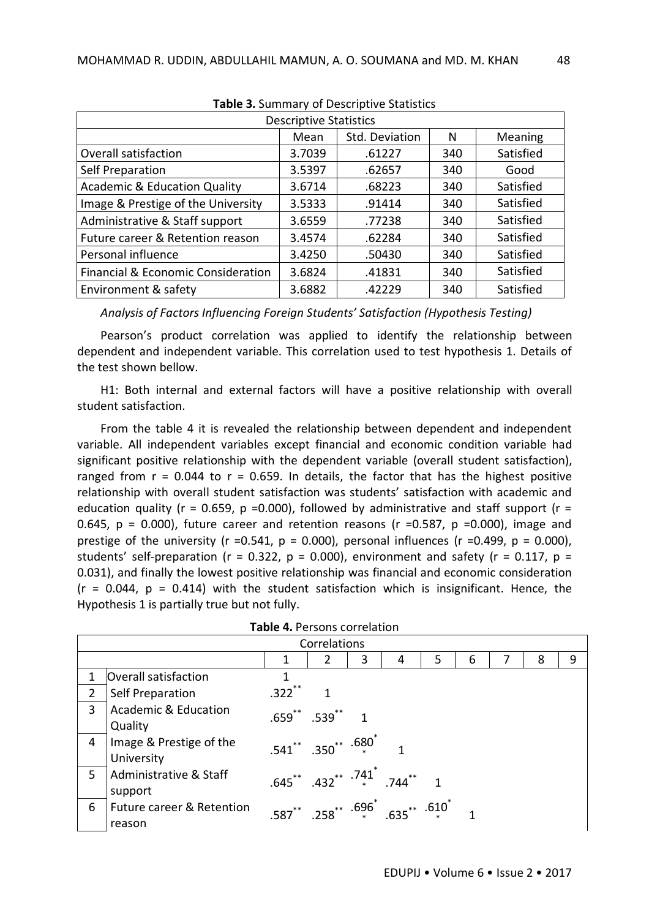**Table 3.** Summary of Descriptive Statistics

| Descriptive Statistics | | | | |
|---|---|---|---|---|
| | Mean | Std. Deviation | N | Meaning |
| Overall satisfaction | 3.7039 | .61227 | 340 | Satisfied |
| Self Preparation | 3.5397 | .62657 | 340 | Good |
| Academic & Education Quality | 3.6714 | .68223 | 340 | Satisfied |
| Image & Prestige of the University | 3.5333 | .91414 | 340 | Satisfied |
| Administrative & Staff support | 3.6559 | .77238 | 340 | Satisfied |
| Future career & Retention reason | 3.4574 | .62284 | 340 | Satisfied |
| Personal influence | 3.4250 | .50430 | 340 | Satisfied |
| Financial & Economic Consideration | 3.6824 | .41831 | 340 | Satisfied |
| Environment & safety | 3.6882 | .42229 | 340 | Satisfied |

*Analysis of Factors Influencing Foreign Students' Satisfaction (Hypothesis Testing)*

Pearson's product correlation was applied to identify the relationship between dependent and independent variable. This correlation used to test hypothesis 1. Details of the test shown bellow.

H1: Both internal and external factors will have a positive relationship with overall student satisfaction.

From the table 4 it is revealed the relationship between dependent and independent variable. All independent variables except financial and economic condition variable had significant positive relationship with the dependent variable (overall student satisfaction), ranged from r = 0.044 to r = 0.659. In details, the factor that has the highest positive relationship with overall student satisfaction was students' satisfaction with academic and education quality (r = 0.659, p =0.000), followed by administrative and staff support (r = 0.645, p = 0.000), future career and retention reasons (r =0.587, p =0.000), image and prestige of the university (r =0.541, p = 0.000), personal influences (r =0.499, p = 0.000), students' self-preparation (r = 0.322, p = 0.000), environment and safety (r = 0.117, p = 0.031), and finally the lowest positive relationship was financial and economic consideration (r = 0.044, p = 0.414) with the student satisfaction which is insignificant. Hence, the Hypothesis 1 is partially true but not fully.

**Table 4.** Persons correlation

| Correlations | | | | | | | | | | |
|---|---|---|---|---|---|---|---|---|---|---|
| | | 1 | 2 | 3 | 4 | 5 | 6 | 7 | 8 | 9 |
| 1 | Overall satisfaction | 1 | | | | | | | | |
| 2 | Self Preparation | .322** | 1 | | | | | | | |
| 3 | Academic & Education Quality | .659** | .539** | 1 | | | | | | |
| 4 | Image & Prestige of the University | .541** | .350** | .680** | 1 | | | | | |
| 5 | Administrative & Staff support | .645** | .432** | .741** | .744** | 1 | | | | |
| 6 | Future career & Retention reason | .587** | .258** | .696** | .635** | .610** | 1 | | | |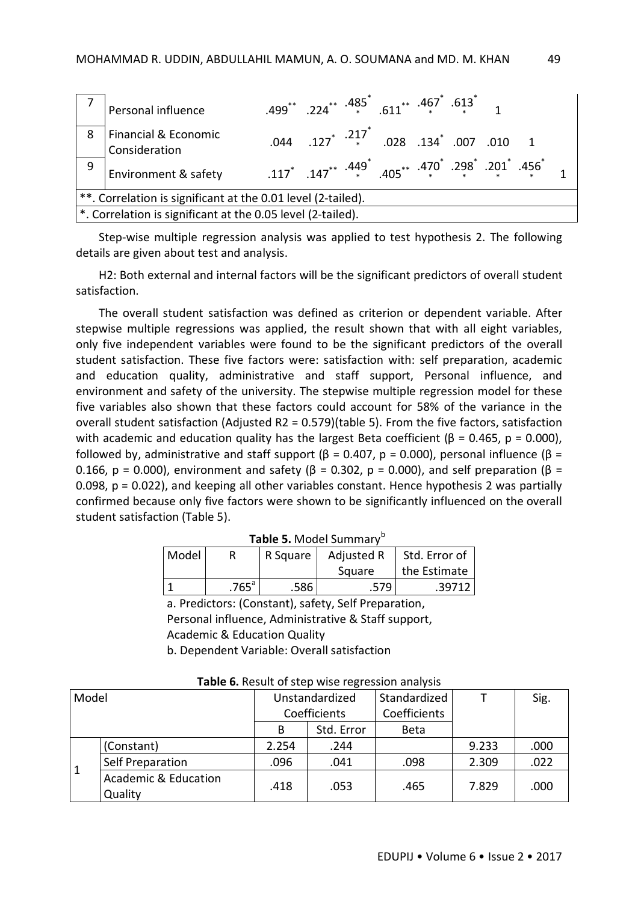| | | | | | | | | | | |
|---|---|---|---|---|---|---|---|---|---|---|
| 7 | Personal influence | .499** | .224** | .485** | .611** | .467** | .613** | 1 | | |
| 8 | Financial & Economic Consideration | .044 | .127* | .217** | .028 | .134* | .007 | .010 | 1 | |
| 9 | Environment & safety | .117* | .147** | .449** | .405** | .470** | .298** | .201** | .456** | 1 |

**. Correlation is significant at the 0.01 level (2-tailed).

*. Correlation is significant at the 0.05 level (2-tailed).

Step-wise multiple regression analysis was applied to test hypothesis 2. The following details are given about test and analysis.

H2: Both external and internal factors will be the significant predictors of overall student satisfaction.

The overall student satisfaction was defined as criterion or dependent variable. After stepwise multiple regressions was applied, the result shown that with all eight variables, only five independent variables were found to be the significant predictors of the overall student satisfaction. These five factors were: satisfaction with: self preparation, academic and education quality, administrative and staff support, Personal influence, and environment and safety of the university. The stepwise multiple regression model for these five variables also shown that these factors could account for 58% of the variance in the overall student satisfaction (Adjusted R2 = 0.579)(table 5). From the five factors, satisfaction with academic and education quality has the largest Beta coefficient (β = 0.465, p = 0.000), followed by, administrative and staff support (β = 0.407, p = 0.000), personal influence (β = 0.166, p = 0.000), environment and safety (β = 0.302, p = 0.000), and self preparation (β = 0.098, p = 0.022), and keeping all other variables constant. Hence hypothesis 2 was partially confirmed because only five factors were shown to be significantly influenced on the overall student satisfaction (Table 5).

**Table 5.** Model Summary[b]

| Model | R | R Square | Adjusted R Square | Std. Error of the Estimate |
|---|---|---|---|---|
| 1 | .765[a] | .586 | .579 | .39712 |

a. Predictors: (Constant), safety, Self Preparation, Personal influence, Administrative & Staff support, Academic & Education Quality

b. Dependent Variable: Overall satisfaction

**Table 6.** Result of step wise regression analysis

| Model | | Unstandardized Coefficients | | Standardized Coefficients | T | Sig. |
|---|---|---|---|---|---|---|
| | | B | Std. Error | Beta | | |
| 1 | (Constant) | 2.254 | .244 | | 9.233 | .000 |
| | Self Preparation | .096 | .041 | .098 | 2.309 | .022 |
| | Academic & Education Quality | .418 | .053 | .465 | 7.829 | .000 |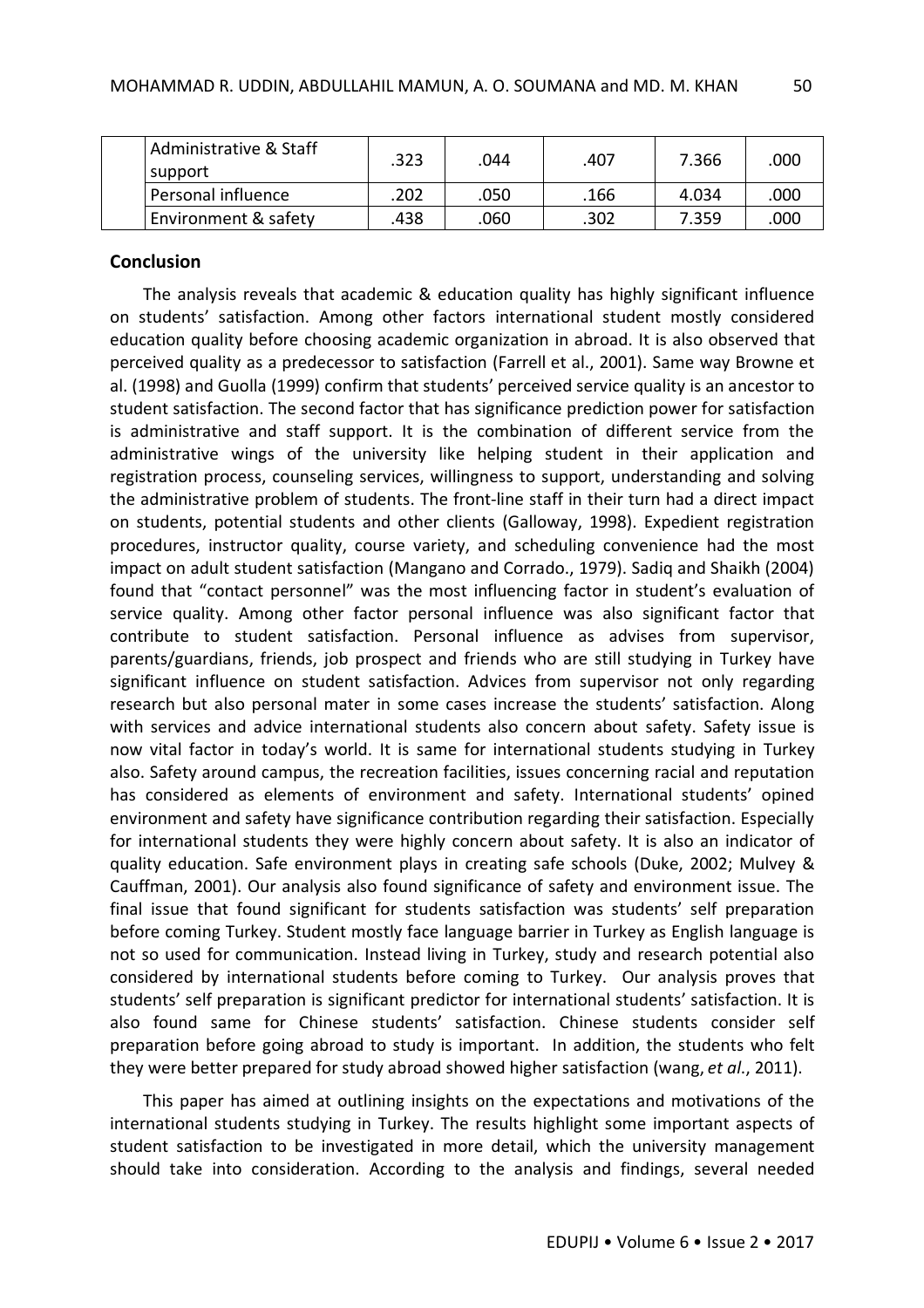| | | | | | |
|---|---|---|---|---|---|
| | Administrative & Staff support | .323 | .044 | .407 | 7.366 | .000 |
| | Personal influence | .202 | .050 | .166 | 4.034 | .000 |
| | Environment & safety | .438 | .060 | .302 | 7.359 | .000 |

## Conclusion

The analysis reveals that academic & education quality has highly significant influence on students' satisfaction. Among other factors international student mostly considered education quality before choosing academic organization in abroad. It is also observed that perceived quality as a predecessor to satisfaction (Farrell et al., 2001). Same way Browne et al. (1998) and Guolla (1999) confirm that students' perceived service quality is an ancestor to student satisfaction. The second factor that has significance prediction power for satisfaction is administrative and staff support. It is the combination of different service from the administrative wings of the university like helping student in their application and registration process, counseling services, willingness to support, understanding and solving the administrative problem of students. The front-line staff in their turn had a direct impact on students, potential students and other clients (Galloway, 1998). Expedient registration procedures, instructor quality, course variety, and scheduling convenience had the most impact on adult student satisfaction (Mangano and Corrado., 1979). Sadiq and Shaikh (2004) found that "contact personnel" was the most influencing factor in student's evaluation of service quality. Among other factor personal influence was also significant factor that contribute to student satisfaction. Personal influence as advises from supervisor, parents/guardians, friends, job prospect and friends who are still studying in Turkey have significant influence on student satisfaction. Advices from supervisor not only regarding research but also personal mater in some cases increase the students' satisfaction. Along with services and advice international students also concern about safety. Safety issue is now vital factor in today's world. It is same for international students studying in Turkey also. Safety around campus, the recreation facilities, issues concerning racial and reputation has considered as elements of environment and safety. International students' opined environment and safety have significance contribution regarding their satisfaction. Especially for international students they were highly concern about safety. It is also an indicator of quality education. Safe environment plays in creating safe schools (Duke, 2002; Mulvey & Cauffman, 2001). Our analysis also found significance of safety and environment issue. The final issue that found significant for students satisfaction was students' self preparation before coming Turkey. Student mostly face language barrier in Turkey as English language is not so used for communication. Instead living in Turkey, study and research potential also considered by international students before coming to Turkey. Our analysis proves that students' self preparation is significant predictor for international students' satisfaction. It is also found same for Chinese students' satisfaction. Chinese students consider self preparation before going abroad to study is important. In addition, the students who felt they were better prepared for study abroad showed higher satisfaction (wang, *et al.*, 2011).

This paper has aimed at outlining insights on the expectations and motivations of the international students studying in Turkey. The results highlight some important aspects of student satisfaction to be investigated in more detail, which the university management should take into consideration. According to the analysis and findings, several needed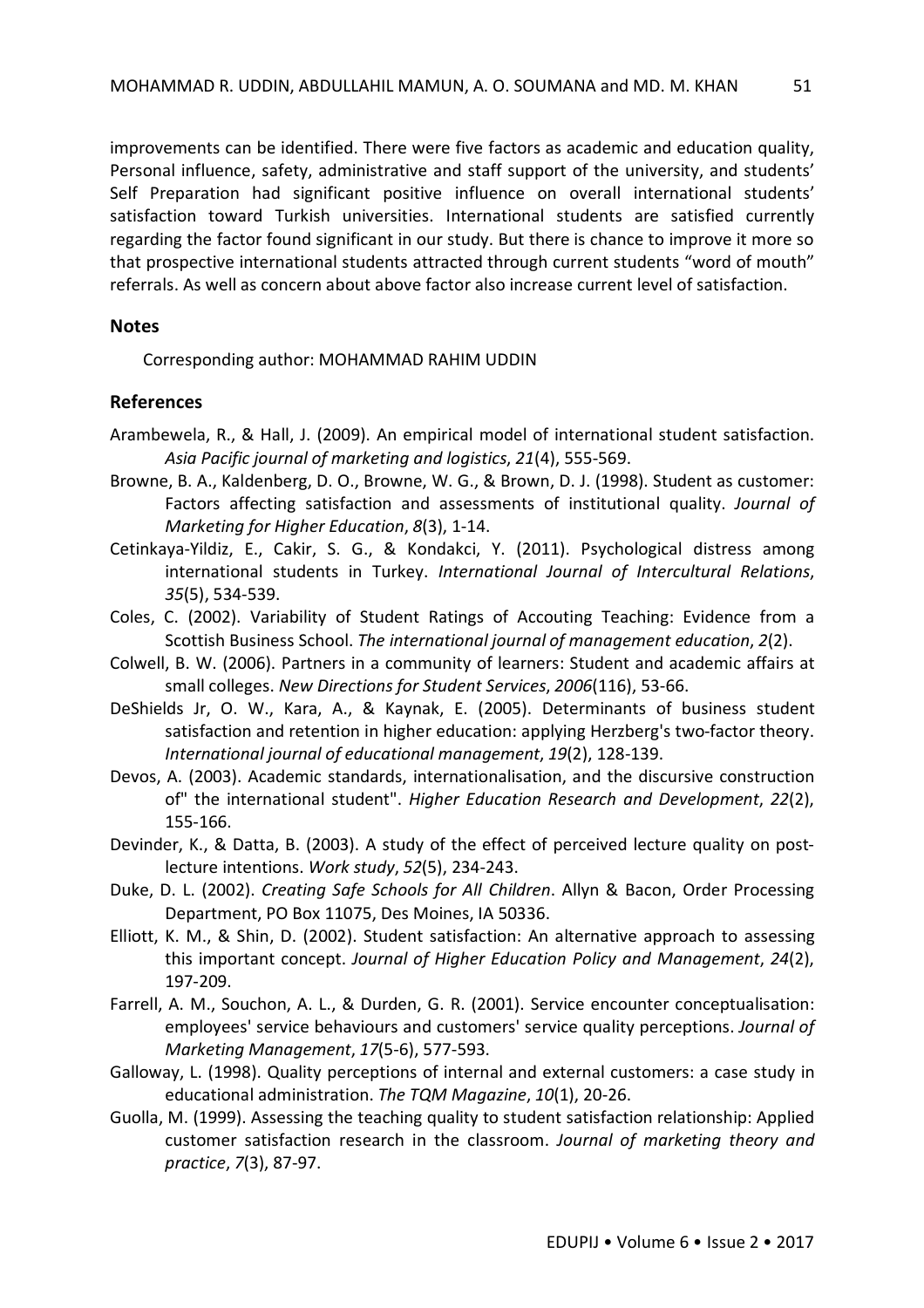improvements can be identified. There were five factors as academic and education quality, Personal influence, safety, administrative and staff support of the university, and students' Self Preparation had significant positive influence on overall international students' satisfaction toward Turkish universities. International students are satisfied currently regarding the factor found significant in our study. But there is chance to improve it more so that prospective international students attracted through current students "word of mouth" referrals. As well as concern about above factor also increase current level of satisfaction.

## Notes

Corresponding author: MOHAMMAD RAHIM UDDIN

## References

Arambewela, R., & Hall, J. (2009). An empirical model of international student satisfaction. *Asia Pacific journal of marketing and logistics*, *21*(4), 555-569.

Browne, B. A., Kaldenberg, D. O., Browne, W. G., & Brown, D. J. (1998). Student as customer: Factors affecting satisfaction and assessments of institutional quality. *Journal of Marketing for Higher Education*, *8*(3), 1-14.

Cetinkaya-Yildiz, E., Cakir, S. G., & Kondakci, Y. (2011). Psychological distress among international students in Turkey. *International Journal of Intercultural Relations*, *35*(5), 534-539.

Coles, C. (2002). Variability of Student Ratings of Accouting Teaching: Evidence from a Scottish Business School. *The international journal of management education*, *2*(2).

Colwell, B. W. (2006). Partners in a community of learners: Student and academic affairs at small colleges. *New Directions for Student Services*, *2006*(116), 53-66.

DeShields Jr, O. W., Kara, A., & Kaynak, E. (2005). Determinants of business student satisfaction and retention in higher education: applying Herzberg's two-factor theory. *International journal of educational management*, *19*(2), 128-139.

Devos, A. (2003). Academic standards, internationalisation, and the discursive construction of" the international student". *Higher Education Research and Development*, *22*(2), 155-166.

Devinder, K., & Datta, B. (2003). A study of the effect of perceived lecture quality on post-lecture intentions. *Work study*, *52*(5), 234-243.

Duke, D. L. (2002). *Creating Safe Schools for All Children*. Allyn & Bacon, Order Processing Department, PO Box 11075, Des Moines, IA 50336.

Elliott, K. M., & Shin, D. (2002). Student satisfaction: An alternative approach to assessing this important concept. *Journal of Higher Education Policy and Management*, *24*(2), 197-209.

Farrell, A. M., Souchon, A. L., & Durden, G. R. (2001). Service encounter conceptualisation: employees' service behaviours and customers' service quality perceptions. *Journal of Marketing Management*, *17*(5-6), 577-593.

Galloway, L. (1998). Quality perceptions of internal and external customers: a case study in educational administration. *The TQM Magazine*, *10*(1), 20-26.

Guolla, M. (1999). Assessing the teaching quality to student satisfaction relationship: Applied customer satisfaction research in the classroom. *Journal of marketing theory and practice*, *7*(3), 87-97.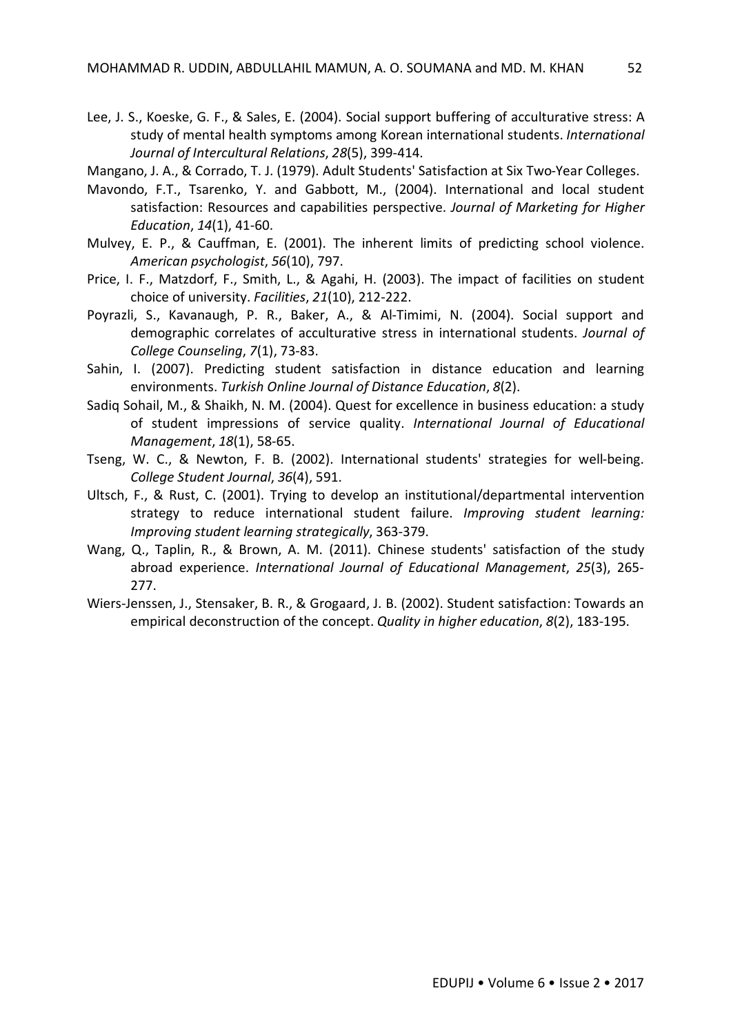Lee, J. S., Koeske, G. F., & Sales, E. (2004). Social support buffering of acculturative stress: A study of mental health symptoms among Korean international students. *International Journal of Intercultural Relations*, *28*(5), 399-414.

Mangano, J. A., & Corrado, T. J. (1979). Adult Students' Satisfaction at Six Two-Year Colleges.

Mavondo, F.T., Tsarenko, Y. and Gabbott, M., (2004). International and local student satisfaction: Resources and capabilities perspective. *Journal of Marketing for Higher Education*, *14*(1), 41-60.

Mulvey, E. P., & Cauffman, E. (2001). The inherent limits of predicting school violence. *American psychologist*, *56*(10), 797.

Price, I. F., Matzdorf, F., Smith, L., & Agahi, H. (2003). The impact of facilities on student choice of university. *Facilities*, *21*(10), 212-222.

Poyrazli, S., Kavanaugh, P. R., Baker, A., & Al-Timimi, N. (2004). Social support and demographic correlates of acculturative stress in international students. *Journal of College Counseling*, *7*(1), 73-83.

Sahin, I. (2007). Predicting student satisfaction in distance education and learning environments. *Turkish Online Journal of Distance Education*, *8*(2).

Sadiq Sohail, M., & Shaikh, N. M. (2004). Quest for excellence in business education: a study of student impressions of service quality. *International Journal of Educational Management*, *18*(1), 58-65.

Tseng, W. C., & Newton, F. B. (2002). International students' strategies for well-being. *College Student Journal*, *36*(4), 591.

Ultsch, F., & Rust, C. (2001). Trying to develop an institutional/departmental intervention strategy to reduce international student failure. *Improving student learning: Improving student learning strategically*, 363-379.

Wang, Q., Taplin, R., & Brown, A. M. (2011). Chinese students' satisfaction of the study abroad experience. *International Journal of Educational Management*, *25*(3), 265-277.

Wiers-Jenssen, J., Stensaker, B. R., & Grogaard, J. B. (2002). Student satisfaction: Towards an empirical deconstruction of the concept. *Quality in higher education*, *8*(2), 183-195.